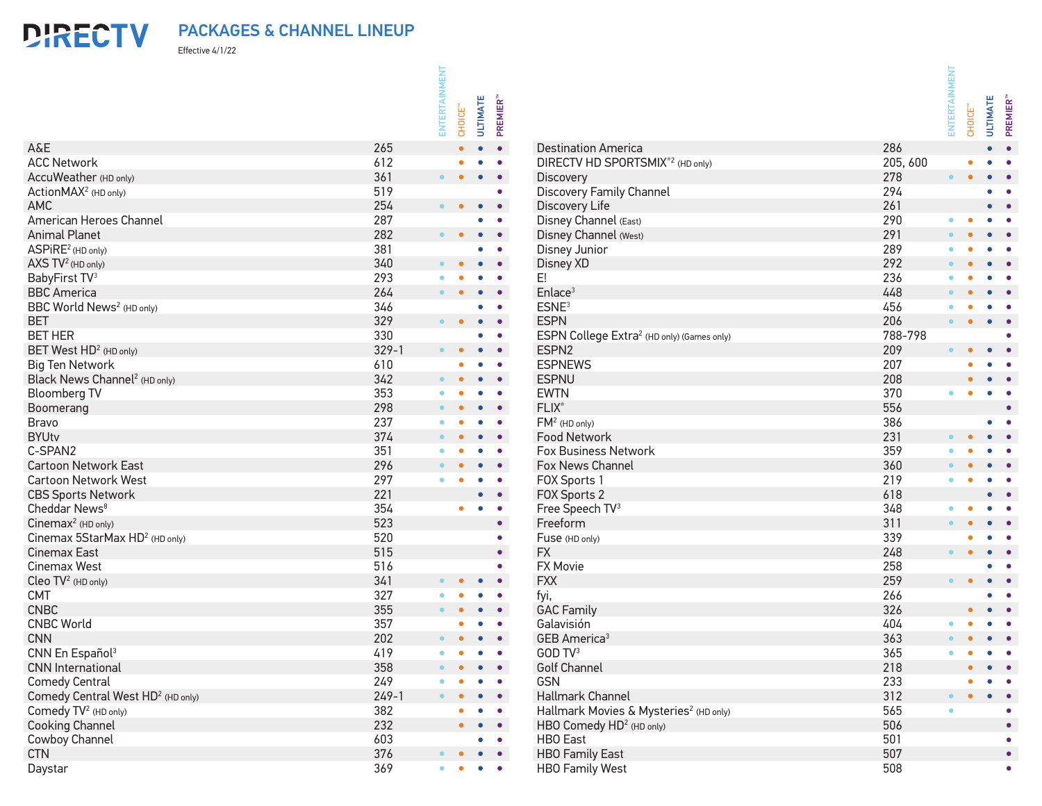# DIRECTV

## PACKAGES & CHANNEL LINEUP

Effective 4/1/22

| Channel | Number | ENTERTAINMENT | CHOICE™ | ULTIMATE | PREMIER™ |
|---|---|---|---|---|---|
| A&E | 265 | | ● | ● | ● |
| ACC Network | 612 | | ● | ● | ● |
| AccuWeather (HD only) | 361 | ● | ● | ● | ● |
| ActionMAX[2] (HD only) | 519 | | | | ● |
| AMC | 254 | ● | ● | ● | ● |
| American Heroes Channel | 287 | | | ● | ● |
| Animal Planet | 282 | ● | ● | ● | ● |
| ASPiRE[2] (HD only) | 381 | | | ● | ● |
| AXS TV[2] (HD only) | 340 | ● | ● | ● | ● |
| BabyFirst TV[3] | 293 | ● | ● | ● | ● |
| BBC America | 264 | ● | ● | ● | ● |
| BBC World News[2] (HD only) | 346 | | | ● | ● |
| BET | 329 | ● | ● | ● | ● |
| BET HER | 330 | | | ● | ● |
| BET West HD[2] (HD only) | 329-1 | ● | ● | ● | ● |
| Big Ten Network | 610 | | ● | ● | ● |
| Black News Channel[2] (HD only) | 342 | ● | ● | ● | ● |
| Bloomberg TV | 353 | ● | ● | ● | ● |
| Boomerang | 298 | ● | ● | ● | ● |
| Bravo | 237 | ● | ● | ● | ● |
| BYUtv | 374 | ● | ● | ● | ● |
| C-SPAN2 | 351 | ● | ● | ● | ● |
| Cartoon Network East | 296 | ● | ● | ● | ● |
| Cartoon Network West | 297 | ● | ● | ● | ● |
| CBS Sports Network | 221 | | | ● | ● |
| Cheddar News[8] | 354 | | ● | ● | ● |
| Cinemax[2] (HD only) | 523 | | | | ● |
| Cinemax 5StarMax HD[2] (HD only) | 520 | | | | ● |
| Cinemax East | 515 | | | | ● |
| Cinemax West | 516 | | | | ● |
| Cleo TV[2] (HD only) | 341 | ● | ● | ● | ● |
| CMT | 327 | ● | ● | ● | ● |
| CNBC | 355 | ● | ● | ● | ● |
| CNBC World | 357 | | ● | ● | ● |
| CNN | 202 | ● | ● | ● | ● |
| CNN En Español[3] | 419 | ● | ● | ● | ● |
| CNN International | 358 | ● | ● | ● | ● |
| Comedy Central | 249 | ● | ● | ● | ● |
| Comedy Central West HD[2] (HD only) | 249-1 | ● | ● | ● | ● |
| Comedy TV[2] (HD only) | 382 | | ● | ● | ● |
| Cooking Channel | 232 | | ● | ● | ● |
| Cowboy Channel | 603 | | | ● | ● |
| CTN | 376 | ● | ● | ● | ● |
| Daystar | 369 | ● | ● | ● | ● |
| Destination America | 286 | | | ● | ● |
| DIRECTV HD SPORTSMIX®[2] (HD only) | 205, 600 | | ● | ● | ● |
| Discovery | 278 | ● | ● | ● | ● |
| Discovery Family Channel | 294 | | | ● | ● |
| Discovery Life | 261 | | | ● | ● |
| Disney Channel (East) | 290 | ● | ● | ● | ● |
| Disney Channel (West) | 291 | ● | ● | ● | ● |
| Disney Junior | 289 | ● | ● | ● | ● |
| Disney XD | 292 | ● | ● | ● | ● |
| E! | 236 | ● | ● | ● | ● |
| Enlace[3] | 448 | ● | ● | ● | ● |
| ESNE[3] | 456 | ● | ● | ● | ● |
| ESPN | 206 | ● | ● | ● | ● |
| ESPN College Extra[2] (HD only) (Games only) | 788-798 | | | | ● |
| ESPN2 | 209 | ● | ● | ● | ● |
| ESPNEWS | 207 | | ● | ● | ● |
| ESPNU | 208 | | ● | ● | ● |
| EWTN | 370 | ● | ● | ● | ● |
| FLIX® | 556 | | | | ● |
| FM[2] (HD only) | 386 | | | ● | ● |
| Food Network | 231 | ● | ● | ● | ● |
| Fox Business Network | 359 | ● | ● | ● | ● |
| Fox News Channel | 360 | ● | ● | ● | ● |
| FOX Sports 1 | 219 | ● | ● | ● | ● |
| FOX Sports 2 | 618 | | | ● | ● |
| Free Speech TV[3] | 348 | ● | ● | ● | ● |
| Freeform | 311 | ● | ● | ● | ● |
| Fuse (HD only) | 339 | | ● | ● | ● |
| FX | 248 | ● | ● | ● | ● |
| FX Movie | 258 | | | ● | ● |
| FXX | 259 | ● | ● | ● | ● |
| fyi, | 266 | | | ● | ● |
| GAC Family | 326 | | ● | ● | ● |
| Galavisión | 404 | ● | ● | ● | ● |
| GEB America[3] | 363 | ● | ● | ● | ● |
| GOD TV[3] | 365 | ● | ● | ● | ● |
| Golf Channel | 218 | | ● | ● | ● |
| GSN | 233 | | ● | ● | ● |
| Hallmark Channel | 312 | ● | ● | ● | ● |
| Hallmark Movies & Mysteries[2] (HD only) | 565 | ● | | | ● |
| HBO Comedy HD[2] (HD only) | 506 | | | | ● |
| HBO East | 501 | | | | ● |
| HBO Family East | 507 | | | | ● |
| HBO Family West | 508 | | | | ● |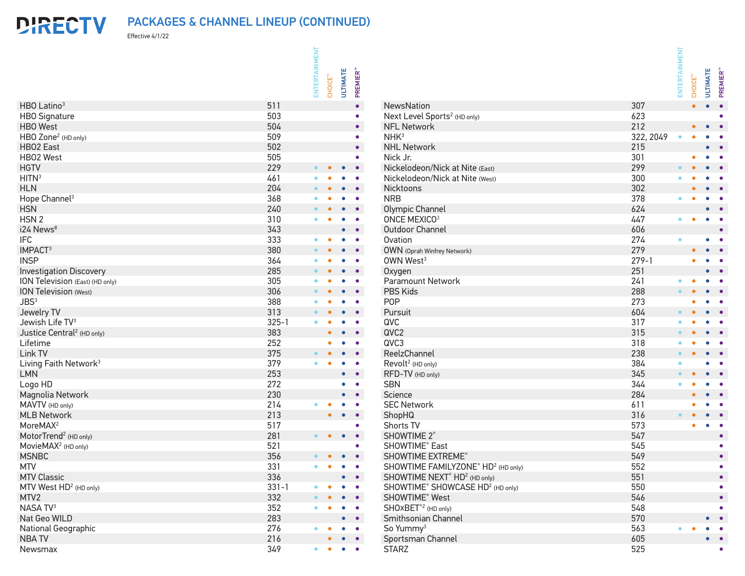# PACKAGES & CHANNEL LINEUP (CONTINUED)

Effective 4/1/22

| Channel | Number | ENTERTAINMENT | CHOICE™ | ULTIMATE | PREMIER™ |
|---|---|---|---|---|---|
| HBO Latino[3] | 511 | | | | • |
| HBO Signature | 503 | | | | • |
| HBO West | 504 | | | | • |
| HBO Zone[2] (HD only) | 509 | | | | • |
| HBO2 East | 502 | | | | • |
| HBO2 West | 505 | | | | • |
| HGTV | 229 | • | • | • | • |
| HITN[3] | 461 | • | • | • | • |
| HLN | 204 | • | • | • | • |
| Hope Channel[3] | 368 | • | • | • | • |
| HSN | 240 | • | • | • | • |
| HSN 2 | 310 | • | • | • | • |
| i24 News[8] | 343 | | | • | • |
| IFC | 333 | • | • | • | • |
| IMPACT[3] | 380 | • | • | • | • |
| INSP | 364 | • | • | • | • |
| Investigation Discovery | 285 | • | • | • | • |
| ION Television (East) (HD only) | 305 | • | • | • | • |
| ION Television (West) | 306 | • | • | • | • |
| JBS[3] | 388 | • | • | • | • |
| Jewelry TV | 313 | • | • | • | • |
| Jewish Life TV[3] | 325-1 | • | • | • | • |
| Justice Central[2] (HD only) | 383 | | • | • | • |
| Lifetime | 252 | | • | • | • |
| Link TV | 375 | • | • | • | • |
| Living Faith Network[3] | 379 | • | • | • | • |
| LMN | 253 | | | • | • |
| Logo HD | 272 | | | • | • |
| Magnolia Network | 230 | | | • | • |
| MAVTV (HD only) | 214 | • | • | • | • |
| MLB Network | 213 | | • | • | • |
| MoreMAX[2] | 517 | | | | • |
| MotorTrend[2] (HD only) | 281 | • | • | • | • |
| MovieMAX[2] (HD only) | 521 | | | | • |
| MSNBC | 356 | • | • | • | • |
| MTV | 331 | • | • | • | • |
| MTV Classic | 336 | | | • | • |
| MTV West HD[2] (HD only) | 331-1 | • | • | • | • |
| MTV2 | 332 | • | • | • | • |
| NASA TV[3] | 352 | • | • | • | • |
| Nat Geo WILD | 283 | | | • | • |
| National Geographic | 276 | • | • | • | • |
| NBA TV | 216 | | • | • | • |
| Newsmax | 349 | • | • | • | • |
| NewsNation | 307 | | • | • | • |
| Next Level Sports[2] (HD only) | 623 | | | | • |
| NFL Network | 212 | | • | • | • |
| NHK[3] | 322, 2049 | • | • | • | • |
| NHL Network | 215 | | | • | • |
| Nick Jr. | 301 | | • | • | • |
| Nickelodeon/Nick at Nite (East) | 299 | • | • | • | • |
| Nickelodeon/Nick at Nite (West) | 300 | • | • | • | • |
| Nicktoons | 302 | | • | • | • |
| NRB | 378 | • | • | • | • |
| Olympic Channel | 624 | | | • | • |
| ONCE MEXICO[3] | 447 | • | • | • | • |
| Outdoor Channel | 606 | | | | • |
| Ovation | 274 | • | | • | • |
| OWN (Oprah Winfrey Network) | 279 | | • | • | • |
| OWN West[3] | 279-1 | | • | • | • |
| Oxygen | 251 | | | • | • |
| Paramount Network | 241 | • | • | • | • |
| PBS Kids | 288 | • | • | • | • |
| POP | 273 | | • | • | • |
| Pursuit | 604 | • | • | • | • |
| QVC | 317 | • | • | • | • |
| QVC2 | 315 | • | • | • | • |
| QVC3 | 318 | • | • | • | • |
| ReelzChannel | 238 | • | • | • | • |
| Revolt[2] (HD only) | 384 | • | | • | • |
| RFD-TV (HD only) | 345 | • | • | • | • |
| SBN | 344 | • | • | • | • |
| Science | 284 | | • | • | • |
| SEC Network | 611 | | • | • | • |
| ShopHQ | 316 | • | • | • | • |
| Shorts TV | 573 | | • | • | • |
| SHOWTIME 2® | 547 | | | | • |
| SHOWTIME® East | 545 | | | | • |
| SHOWTIME EXTREME® | 549 | | | | • |
| SHOWTIME FAMILYZONE® HD[2] (HD only) | 552 | | | | • |
| SHOWTIME NEXT® HD[2] (HD only) | 551 | | | | • |
| SHOWTIME® SHOWCASE HD[2] (HD only) | 550 | | | | • |
| SHOWTIME® West | 546 | | | | • |
| SHOxBET®[2] (HD only) | 548 | | | | • |
| Smithsonian Channel | 570 | | | • | • |
| So Yummy[3] | 563 | • | • | • | • |
| Sportsman Channel | 605 | | | • | • |
| STARZ | 525 | | | | • |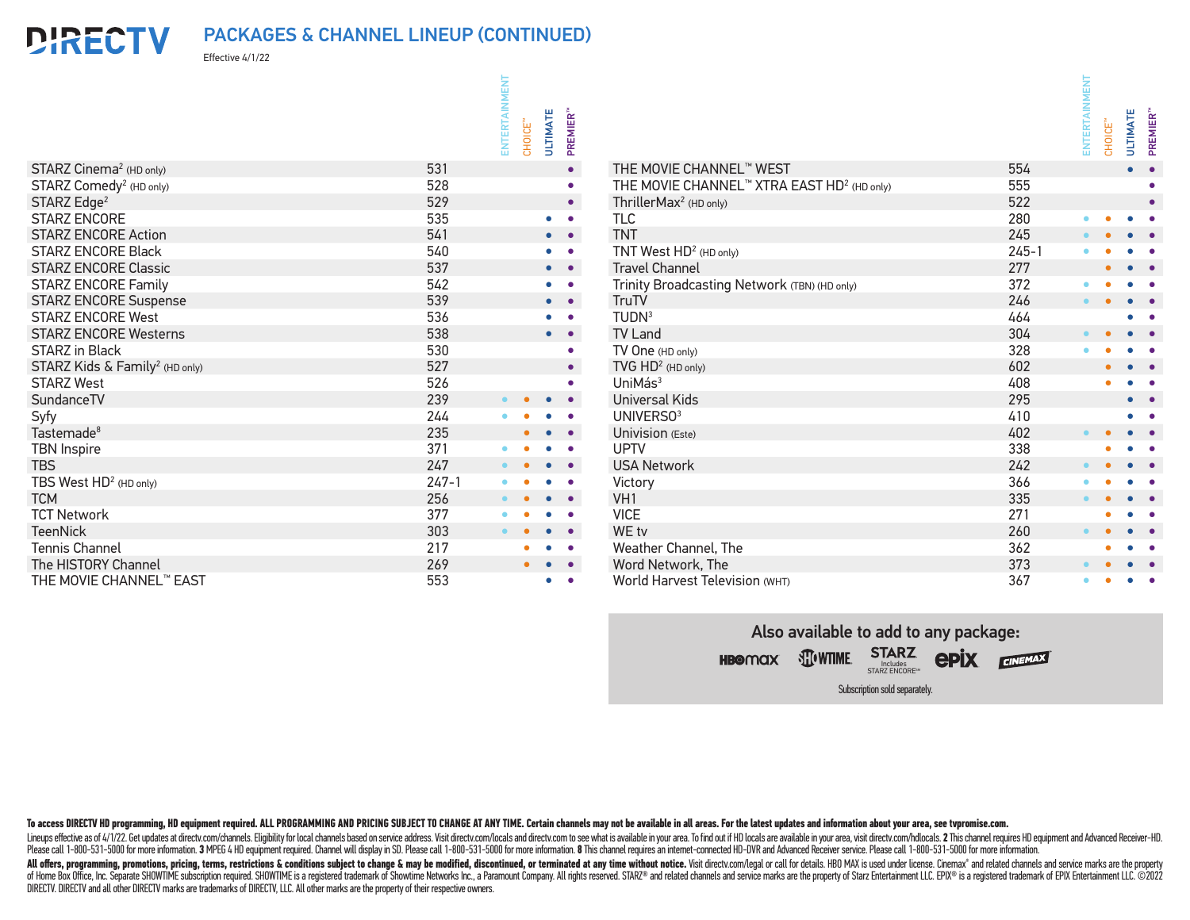# DIRECTV

## PACKAGES & CHANNEL LINEUP (CONTINUED)

Effective 4/1/22

| Channel | Number | ENTERTAINMENT | CHOICE™ | ULTIMATE | PREMIER™ |
|---|---|---|---|---|---|
| STARZ Cinema[2] (HD only) | 531 | | | | • |
| STARZ Comedy[2] (HD only) | 528 | | | | • |
| STARZ Edge[2] | 529 | | | | • |
| STARZ ENCORE | 535 | | | • | • |
| STARZ ENCORE Action | 541 | | | • | • |
| STARZ ENCORE Black | 540 | | | • | • |
| STARZ ENCORE Classic | 537 | | | • | • |
| STARZ ENCORE Family | 542 | | | • | • |
| STARZ ENCORE Suspense | 539 | | | • | • |
| STARZ ENCORE West | 536 | | | • | • |
| STARZ ENCORE Westerns | 538 | | | • | • |
| STARZ in Black | 530 | | | | • |
| STARZ Kids & Family[2] (HD only) | 527 | | | | • |
| STARZ West | 526 | | | | • |
| SundanceTV | 239 | • | • | • | • |
| Syfy | 244 | • | • | • | • |
| Tastemade[8] | 235 | | • | • | • |
| TBN Inspire | 371 | • | • | • | • |
| TBS | 247 | • | • | • | • |
| TBS West HD[2] (HD only) | 247-1 | • | • | • | • |
| TCM | 256 | • | • | • | • |
| TCT Network | 377 | • | • | • | • |
| TeenNick | 303 | • | • | • | • |
| Tennis Channel | 217 | | • | • | • |
| The HISTORY Channel | 269 | | • | • | • |
| THE MOVIE CHANNEL™ EAST | 553 | | | • | • |
| THE MOVIE CHANNEL™ WEST | 554 | | | • | • |
| THE MOVIE CHANNEL™ XTRA EAST HD[2] (HD only) | 555 | | | | • |
| ThrillerMax[2] (HD only) | 522 | | | | • |
| TLC | 280 | • | • | • | • |
| TNT | 245 | • | • | • | • |
| TNT West HD[2] (HD only) | 245-1 | • | • | • | • |
| Travel Channel | 277 | | • | • | • |
| Trinity Broadcasting Network (TBN) (HD only) | 372 | • | • | • | • |
| TruTV | 246 | • | • | • | • |
| TUDN[3] | 464 | | | • | • |
| TV Land | 304 | • | • | • | • |
| TV One (HD only) | 328 | • | • | • | • |
| TVG HD[2] (HD only) | 602 | | • | • | • |
| UniMás[3] | 408 | | • | • | • |
| Universal Kids | 295 | | | • | • |
| UNIVERSO[3] | 410 | | | • | • |
| Univision (Este) | 402 | • | • | • | • |
| UPTV | 338 | | • | • | • |
| USA Network | 242 | • | • | • | • |
| Victory | 366 | • | • | • | • |
| VH1 | 335 | • | • | • | • |
| VICE | 271 | | • | • | • |
| WE tv | 260 | • | • | • | • |
| Weather Channel, The | 362 | | • | • | • |
| Word Network, The | 373 | • | • | • | • |
| World Harvest Television (WHT) | 367 | • | • | • | • |

**Also available to add to any package:**

HBO max, SHOWTIME, STARZ Includes STARZ ENCORE™, epix, CINEMAX

Subscription sold separately.

**To access DIRECTV HD programming, HD equipment required. ALL PROGRAMMING AND PRICING SUBJECT TO CHANGE AT ANY TIME. Certain channels may not be available in all areas. For the latest updates and information about your area, see tvpromise.com.**

Lineups effective as of 4/1/22. Get updates at directv.com/channels. Eligibility for local channels based on service address. Visit directv.com/locals and directv.com to see what is available in your area. To find out if HD locals are available in your area, visit directv.com/hdlocals. **2** This channel requires HD equipment and Advanced Receiver-HD. Please call 1-800-531-5000 for more information. **3** MPEG 4 HD equipment required. Channel will display in SD. Please call 1-800-531-5000 for more information. **8** This channel requires an internet-connected HD-DVR and Advanced Receiver service. Please call 1-800-531-5000 for more information.

**All offers, programming, promotions, pricing, terms, restrictions & conditions subject to change & may be modified, discontinued, or terminated at any time without notice.** Visit directv.com/legal or call for details. HBO MAX is used under license. Cinemax® and related channels and service marks are the property of Home Box Office, Inc. Separate SHOWTIME subscription required. SHOWTIME is a registered trademark of Showtime Networks Inc., a Paramount Company. All rights reserved. STARZ® and related channels and service marks are the property of Starz Entertainment LLC. EPIX® is a registered trademark of EPIX Entertainment LLC. ©2022 DIRECTV. DIRECTV and all other DIRECTV marks are trademarks of DIRECTV, LLC. All other marks are the property of their respective owners.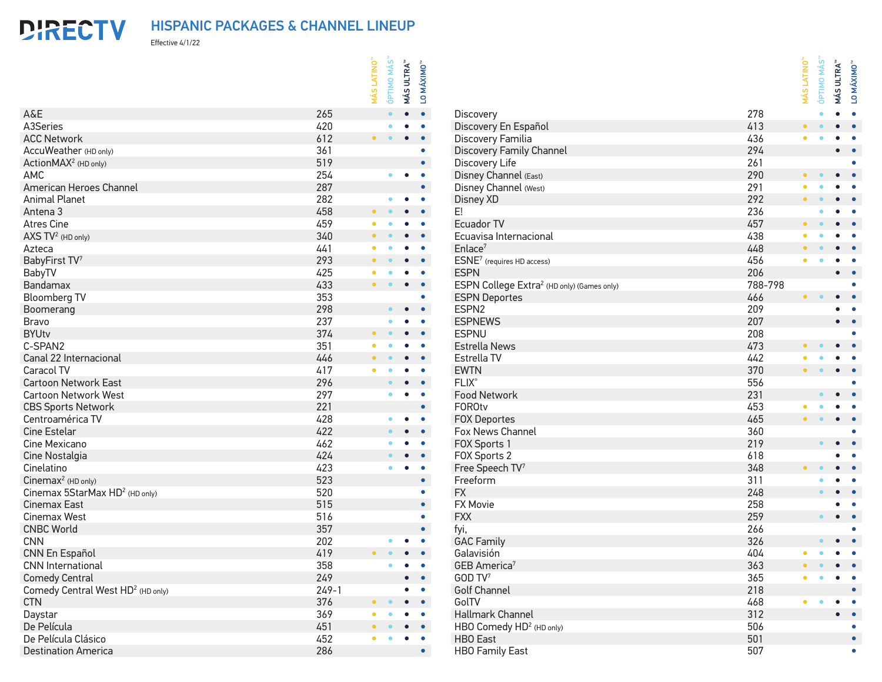# HISPANIC PACKAGES & CHANNEL LINEUP

Effective 4/1/22

| Channel | Number | MÁS LATINO™ | ÓPTIMO MÁS™ | MÁS ULTRA™ | LO MÁXIMO™ |
|---|---|---|---|---|---|
| A&E | 265 | | • | • | • |
| A3Series | 420 | | • | • | • |
| ACC Network | 612 | • | • | • | • |
| AccuWeather (HD only) | 361 | | | | • |
| ActionMAX[2] (HD only) | 519 | | | | • |
| AMC | 254 | | • | • | • |
| American Heroes Channel | 287 | | | | • |
| Animal Planet | 282 | | • | • | • |
| Antena 3 | 458 | • | • | • | • |
| Atres Cine | 459 | • | • | • | • |
| AXS TV[2] (HD only) | 340 | • | • | • | • |
| Azteca | 441 | • | • | • | • |
| BabyFirst TV[7] | 293 | • | • | • | • |
| BabyTV | 425 | • | • | • | • |
| Bandamax | 433 | • | • | • | • |
| Bloomberg TV | 353 | | | | • |
| Boomerang | 298 | | • | • | • |
| Bravo | 237 | | • | • | • |
| BYUtv | 374 | • | • | • | • |
| C-SPAN2 | 351 | • | • | • | • |
| Canal 22 Internacional | 446 | • | • | • | • |
| Caracol TV | 417 | • | • | • | • |
| Cartoon Network East | 296 | | • | • | • |
| Cartoon Network West | 297 | | • | • | • |
| CBS Sports Network | 221 | | | | • |
| Centroamérica TV | 428 | | • | • | • |
| Cine Estelar | 422 | | • | • | • |
| Cine Mexicano | 462 | | • | • | • |
| Cine Nostalgia | 424 | | • | • | • |
| Cinelatino | 423 | | • | • | • |
| Cinemax[2] (HD only) | 523 | | | | • |
| Cinemax 5StarMax HD[2] (HD only) | 520 | | | | • |
| Cinemax East | 515 | | | | • |
| Cinemax West | 516 | | | | • |
| CNBC World | 357 | | | | • |
| CNN | 202 | | • | • | • |
| CNN En Español | 419 | • | • | • | • |
| CNN International | 358 | | • | • | • |
| Comedy Central | 249 | | | • | • |
| Comedy Central West HD[2] (HD only) | 249-1 | | | • | • |
| CTN | 376 | • | • | • | • |
| Daystar | 369 | • | • | • | • |
| De Película | 451 | • | • | • | • |
| De Película Clásico | 452 | • | • | • | • |
| Destination America | 286 | | | | • |
| Discovery | 278 | | • | • | • |
| Discovery En Español | 413 | • | • | • | • |
| Discovery Familia | 436 | • | • | • | • |
| Discovery Family Channel | 294 | | | • | • |
| Discovery Life | 261 | | | | • |
| Disney Channel (East) | 290 | • | • | • | • |
| Disney Channel (West) | 291 | • | • | • | • |
| Disney XD | 292 | • | • | • | • |
| E! | 236 | | • | • | • |
| Ecuador TV | 457 | • | • | • | • |
| Ecuavisa Internacional | 438 | • | • | • | • |
| Enlace[7] | 448 | • | • | • | • |
| ESNE[7] (requires HD access) | 456 | • | • | • | • |
| ESPN | 206 | | | • | • |
| ESPN College Extra[2] (HD only) (Games only) | 788-798 | | | | • |
| ESPN Deportes | 466 | • | • | • | • |
| ESPN2 | 209 | | | • | • |
| ESPNEWS | 207 | | | • | • |
| ESPNU | 208 | | | | • |
| Estrella News | 473 | • | • | • | • |
| Estrella TV | 442 | • | • | • | • |
| EWTN | 370 | • | • | • | • |
| FLIX® | 556 | | | | • |
| Food Network | 231 | | • | • | • |
| FOROtv | 453 | • | • | • | • |
| FOX Deportes | 465 | • | • | • | • |
| Fox News Channel | 360 | | | | • |
| FOX Sports 1 | 219 | | • | • | • |
| FOX Sports 2 | 618 | | | • | • |
| Free Speech TV[7] | 348 | • | • | • | • |
| Freeform | 311 | | • | • | • |
| FX | 248 | | • | • | • |
| FX Movie | 258 | | | • | • |
| FXX | 259 | | • | • | • |
| fyi, | 266 | | | | • |
| GAC Family | 326 | | • | • | • |
| Galavisión | 404 | • | • | • | • |
| GEB America[7] | 363 | • | • | • | • |
| GOD TV[7] | 365 | • | • | • | • |
| Golf Channel | 218 | | | | • |
| GolTV | 468 | • | • | • | • |
| Hallmark Channel | 312 | | | • | • |
| HBO Comedy HD[2] (HD only) | 506 | | | | • |
| HBO East | 501 | | | | • |
| HBO Family East | 507 | | | | • |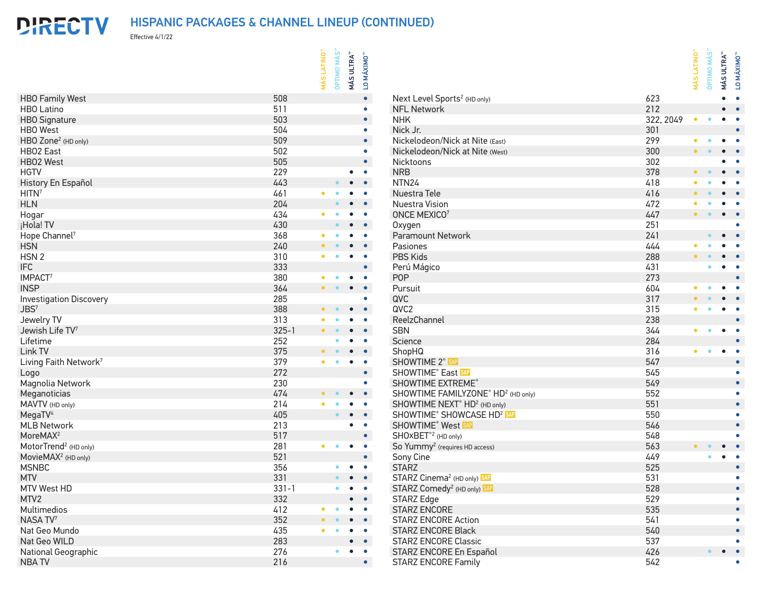# HISPANIC PACKAGES & CHANNEL LINEUP (CONTINUED)

Effective 4/1/22

| Channel | Ch. | MÁS LATINO™ | ÓPTIMO MÁS™ | MÁS ULTRA™ | LO MÁXIMO™ |
|---|---|---|---|---|---|
| HBO Family West | 508 | | | | • |
| HBO Latino | 511 | | | | • |
| HBO Signature | 503 | | | | • |
| HBO West | 504 | | | | • |
| HBO Zone[2] (HD only) | 509 | | | | • |
| HBO2 East | 502 | | | | • |
| HBO2 West | 505 | | | | • |
| HGTV | 229 | | | • | • |
| History En Español | 443 | | • | • | • |
| HITN[7] | 461 | • | • | • | • |
| HLN | 204 | | • | • | • |
| Hogar | 434 | • | • | • | • |
| ¡Hola! TV | 430 | | • | • | • |
| Hope Channel[7] | 368 | • | • | • | • |
| HSN | 240 | • | • | • | • |
| HSN 2 | 310 | • | • | • | • |
| IFC | 333 | | | | • |
| IMPACT[7] | 380 | • | • | • | • |
| INSP | 364 | • | • | • | • |
| Investigation Discovery | 285 | | | | • |
| JBS[7] | 388 | • | • | • | • |
| Jewelry TV | 313 | • | • | • | • |
| Jewish Life TV[7] | 325-1 | • | • | • | • |
| Lifetime | 252 | | • | • | • |
| Link TV | 375 | • | • | • | • |
| Living Faith Network[7] | 379 | • | • | • | • |
| Logo | 272 | | | | • |
| Magnolia Network | 230 | | | | • |
| Meganoticias | 474 | • | • | • | • |
| MAVTV (HD only) | 214 | • | • | • | • |
| MegaTV[4] | 405 | | • | • | • |
| MLB Network | 213 | | | • | • |
| MoreMAX[2] | 517 | | | | • |
| MotorTrend[2] (HD only) | 281 | • | • | • | • |
| MovieMAX[2] (HD only) | 521 | | | | • |
| MSNBC | 356 | | • | • | • |
| MTV | 331 | | • | • | • |
| MTV West HD | 331-1 | | • | • | • |
| MTV2 | 332 | | | • | • |
| Multimedios | 412 | • | • | • | • |
| NASA TV[7] | 352 | • | • | • | • |
| Nat Geo Mundo | 435 | • | • | • | • |
| Nat Geo WILD | 283 | | | • | • |
| National Geographic | 276 | | • | • | • |
| NBA TV | 216 | | | | • |
| Next Level Sports[2] (HD only) | 623 | | | • | • |
| NFL Network | 212 | | | • | • |
| NHK | 322, 2049 | • | • | • | • |
| Nick Jr. | 301 | | | | • |
| Nickelodeon/Nick at Nite (East) | 299 | • | • | • | • |
| Nickelodeon/Nick at Nite (West) | 300 | • | • | • | • |
| Nicktoons | 302 | | | • | • |
| NRB | 378 | • | • | • | • |
| NTN24 | 418 | • | • | • | • |
| Nuestra Tele | 416 | • | • | • | • |
| Nuestra Vision | 472 | • | • | • | • |
| ONCE MEXICO[7] | 447 | • | • | • | • |
| Oxygen | 251 | | | | • |
| Paramount Network | 241 | | • | • | • |
| Pasiones | 444 | • | • | • | • |
| PBS Kids | 288 | • | • | • | • |
| Perú Mágico | 431 | | • | • | • |
| POP | 273 | | | | • |
| Pursuit | 604 | • | • | • | • |
| QVC | 317 | • | • | • | • |
| QVC2 | 315 | • | • | • | • |
| ReelzChannel | 238 | | | | • |
| SBN | 344 | • | • | • | • |
| Science | 284 | | | | • |
| ShopHQ | 316 | • | • | • | • |
| SHOWTIME 2® SAP | 547 | | | | • |
| SHOWTIME® East SAP | 545 | | | | • |
| SHOWTIME EXTREME® | 549 | | | | • |
| SHOWTIME FAMILYZONE® HD[2] (HD only) | 552 | | | | • |
| SHOWTIME NEXT® HD[2] (HD only) | 551 | | | | • |
| SHOWTIME® SHOWCASE HD[2] SAP | 550 | | | | • |
| SHOWTIME® West SAP | 546 | | | | • |
| SHOxBET®[2] (HD only) | 548 | | | | • |
| So Yummy[2] (requires HD access) | 563 | • | • | • | • |
| Sony Cine | 449 | | • | • | • |
| STARZ | 525 | | | | • |
| STARZ Cinema[2] (HD only) SAP | 531 | | | | • |
| STARZ Comedy[2] (HD only) SAP | 528 | | | | • |
| STARZ Edge | 529 | | | | • |
| STARZ ENCORE | 535 | | | | • |
| STARZ ENCORE Action | 541 | | | | • |
| STARZ ENCORE Black | 540 | | | | • |
| STARZ ENCORE Classic | 537 | | | | • |
| STARZ ENCORE En Español | 426 | | • | • | • |
| STARZ ENCORE Family | 542 | | | | • |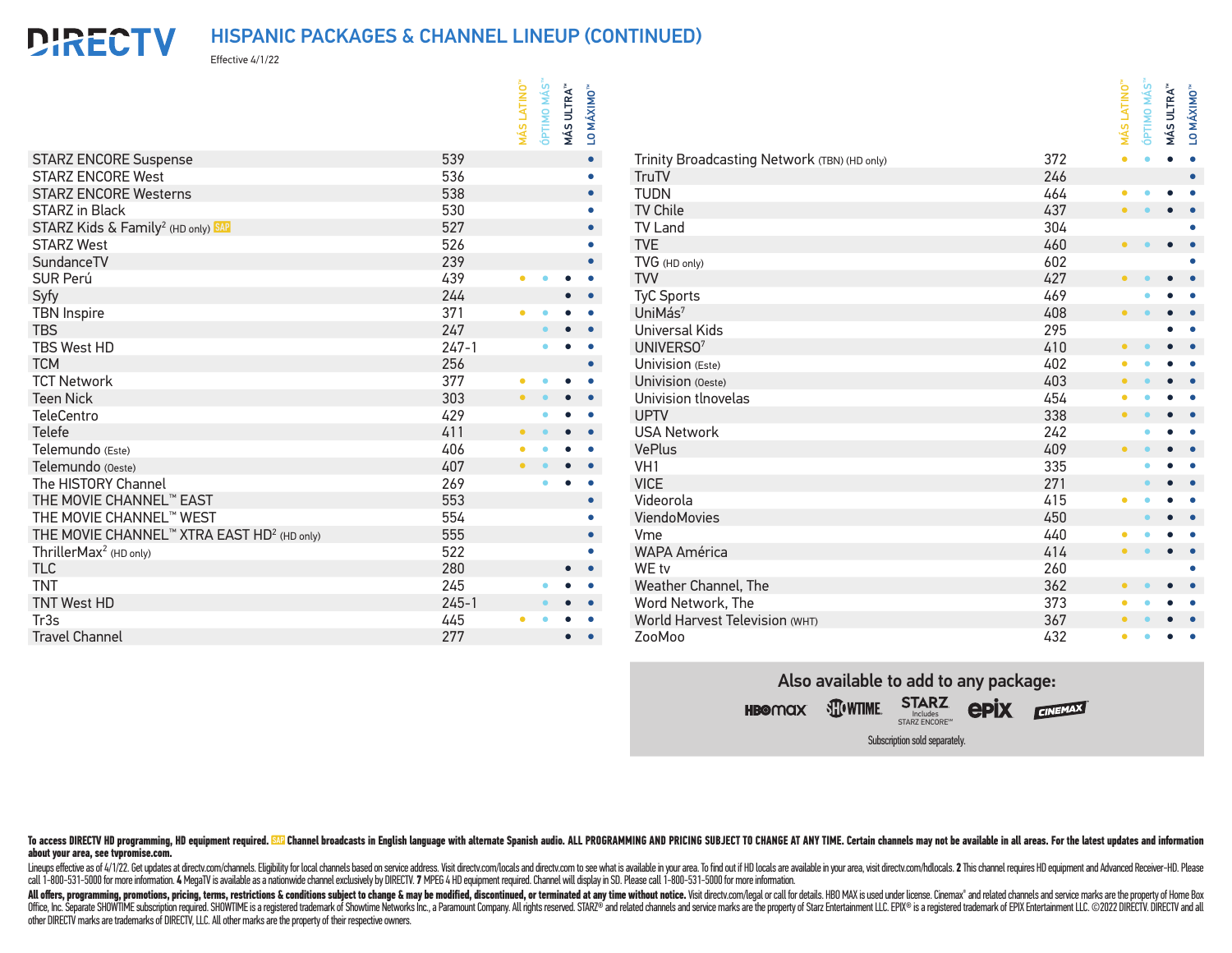# HISPANIC PACKAGES & CHANNEL LINEUP (CONTINUED)

Effective 4/1/22

| Channel | Ch. # | MÁS LATINO™ | ÓPTIMO MÁS™ | MÁS ULTRA™ | LO MÁXIMO™ |
|---|---|---|---|---|---|
| STARZ ENCORE Suspense | 539 | | | | • |
| STARZ ENCORE West | 536 | | | | • |
| STARZ ENCORE Westerns | 538 | | | | • |
| STARZ in Black | 530 | | | | • |
| STARZ Kids & Family[2] (HD only) SAP | 527 | | | | • |
| STARZ West | 526 | | | | • |
| SundanceTV | 239 | | | | • |
| SUR Perú | 439 | • | • | • | • |
| Syfy | 244 | | | • | • |
| TBN Inspire | 371 | • | • | • | • |
| TBS | 247 | | • | • | • |
| TBS West HD | 247-1 | | • | • | • |
| TCM | 256 | | | | • |
| TCT Network | 377 | • | • | • | • |
| Teen Nick | 303 | • | • | • | • |
| TeleCentro | 429 | | • | • | • |
| Telefe | 411 | • | • | • | • |
| Telemundo (Este) | 406 | • | • | • | • |
| Telemundo (Oeste) | 407 | • | • | • | • |
| The HISTORY Channel | 269 | | • | • | • |
| THE MOVIE CHANNEL™ EAST | 553 | | | | • |
| THE MOVIE CHANNEL™ WEST | 554 | | | | • |
| THE MOVIE CHANNEL™ XTRA EAST HD[2] (HD only) | 555 | | | | • |
| ThrillerMax[2] (HD only) | 522 | | | | • |
| TLC | 280 | | | • | • |
| TNT | 245 | | • | • | • |
| TNT West HD | 245-1 | | • | • | • |
| Tr3s | 445 | • | • | • | • |
| Travel Channel | 277 | | | • | • |
| Trinity Broadcasting Network (TBN) (HD only) | 372 | • | • | • | • |
| TruTV | 246 | | | | • |
| TUDN | 464 | • | • | • | • |
| TV Chile | 437 | • | • | • | • |
| TV Land | 304 | | | | • |
| TVE | 460 | • | • | • | • |
| TVG (HD only) | 602 | | | | • |
| TVV | 427 | • | • | • | • |
| TyC Sports | 469 | | • | • | • |
| UniMás[7] | 408 | • | • | • | • |
| Universal Kids | 295 | | | • | • |
| UNIVERSO[7] | 410 | • | • | • | • |
| Univision (Este) | 402 | • | • | • | • |
| Univision (Oeste) | 403 | • | • | • | • |
| Univision tlnovelas | 454 | • | • | • | • |
| UPTV | 338 | • | • | • | • |
| USA Network | 242 | | • | • | • |
| VePlus | 409 | • | • | • | • |
| VH1 | 335 | | • | • | • |
| VICE | 271 | | • | • | • |
| Videorola | 415 | • | • | • | • |
| ViendoMovies | 450 | | • | • | • |
| Vme | 440 | • | • | • | • |
| WAPA América | 414 | • | • | • | • |
| WE tv | 260 | | | | • |
| Weather Channel, The | 362 | • | • | • | • |
| Word Network, The | 373 | • | • | • | • |
| World Harvest Television (WHT) | 367 | • | • | • | • |
| ZooMoo | 432 | • | • | • | • |

**Also available to add to any package:**

HBO max · SHOWTIME · STARZ Includes STARZ ENCORE™ · epix · CINEMAX

Subscription sold separately.

**To access DIRECTV HD programming, HD equipment required. SAP Channel broadcasts in English language with alternate Spanish audio. ALL PROGRAMMING AND PRICING SUBJECT TO CHANGE AT ANY TIME. Certain channels may not be available in all areas. For the latest updates and information about your area, see tvpromise.com.**

Lineups effective as of 4/1/22. Get updates at directv.com/channels. Eligibility for local channels based on service address. Visit directv.com/locals and directv.com to see what is available in your area. To find out if HD locals are available in your area, visit directv.com/hdlocals. **2** This channel requires HD equipment and Advanced Receiver-HD. Please call 1-800-531-5000 for more information. **4** MegaTV is available as a nationwide channel exclusively by DIRECTV. **7** MPEG 4 HD equipment required. Channel will display in SD. Please call 1-800-531-5000 for more information.

**All offers, programming, promotions, pricing, terms, restrictions & conditions subject to change & may be modified, discontinued, or terminated at any time without notice.** Visit directv.com/legal or call for details. HBO MAX is used under license. Cinemax® and related channels and service marks are the property of Home Box Office, Inc. Separate SHOWTIME subscription required. SHOWTIME is a registered trademark of Showtime Networks Inc., a Paramount Company. All rights reserved. STARZ® and related channels and service marks are the property of Starz Entertainment LLC. EPIX® is a registered trademark of EPIX Entertainment LLC. ©2022 DIRECTV. DIRECTV and all other DIRECTV marks are trademarks of DIRECTV, LLC. All other marks are the property of their respective owners.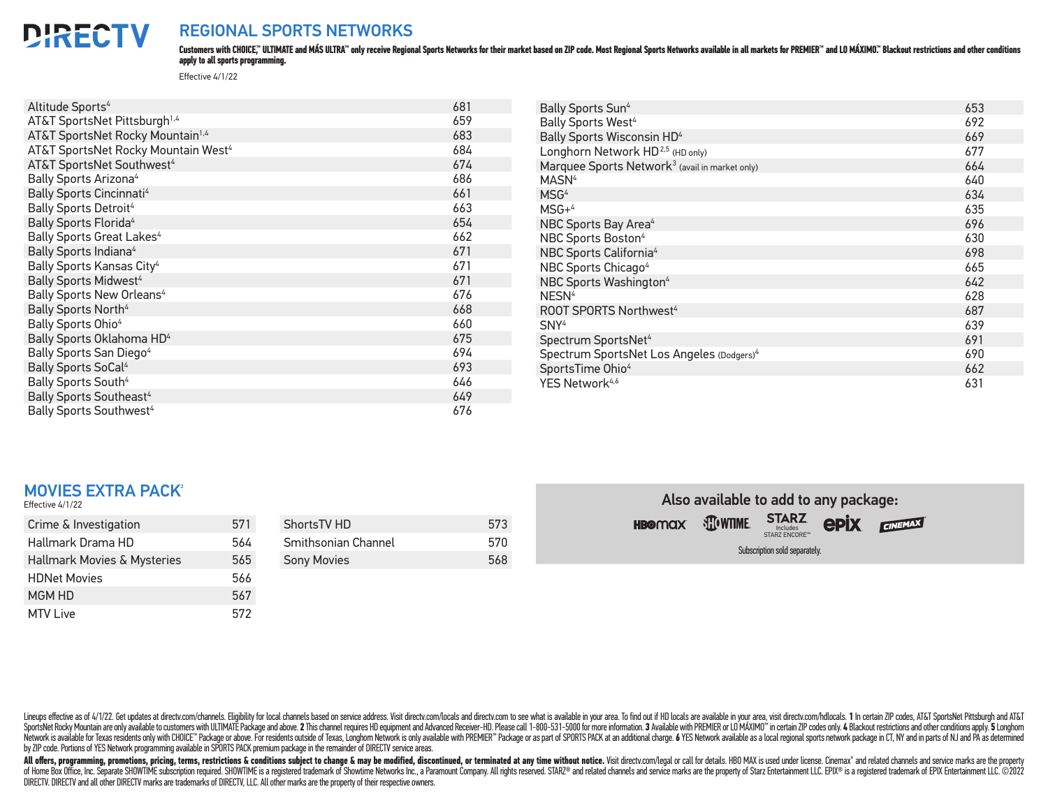# DIRECTV

## REGIONAL SPORTS NETWORKS

**Customers with CHOICE,™ ULTIMATE and MÁS ULTRA™ only receive Regional Sports Networks for their market based on ZIP code. Most Regional Sports Networks available in all markets for PREMIER™ and LO MÁXIMO.™ Blackout restrictions and other conditions apply to all sports programming.**

Effective 4/1/22

| | |
|---|---|
| Altitude Sports[4] | 681 |
| AT&T SportsNet Pittsburgh[1,4] | 659 |
| AT&T SportsNet Rocky Mountain[1,4] | 683 |
| AT&T SportsNet Rocky Mountain West[4] | 684 |
| AT&T SportsNet Southwest[4] | 674 |
| Bally Sports Arizona[4] | 686 |
| Bally Sports Cincinnati[4] | 661 |
| Bally Sports Detroit[4] | 663 |
| Bally Sports Florida[4] | 654 |
| Bally Sports Great Lakes[4] | 662 |
| Bally Sports Indiana[4] | 671 |
| Bally Sports Kansas City[4] | 671 |
| Bally Sports Midwest[4] | 671 |
| Bally Sports New Orleans[4] | 676 |
| Bally Sports North[4] | 668 |
| Bally Sports Ohio[4] | 660 |
| Bally Sports Oklahoma HD[4] | 675 |
| Bally Sports San Diego[4] | 694 |
| Bally Sports SoCal[4] | 693 |
| Bally Sports South[4] | 646 |
| Bally Sports Southeast[4] | 649 |
| Bally Sports Southwest[4] | 676 |
| Bally Sports Sun[4] | 653 |
| Bally Sports West[4] | 692 |
| Bally Sports Wisconsin HD[4] | 669 |
| Longhorn Network HD[2,5] (HD only) | 677 |
| Marquee Sports Network[3] (avail in market only) | 664 |
| MASN[4] | 640 |
| MSG[4] | 634 |
| MSG+[4] | 635 |
| NBC Sports Bay Area[4] | 696 |
| NBC Sports Boston[4] | 630 |
| NBC Sports California[4] | 698 |
| NBC Sports Chicago[4] | 665 |
| NBC Sports Washington[4] | 642 |
| NESN[4] | 628 |
| ROOT SPORTS Northwest[4] | 687 |
| SNY[4] | 639 |
| Spectrum SportsNet[4] | 691 |
| Spectrum SportsNet Los Angeles (Dodgers)[4] | 690 |
| SportsTime Ohio[4] | 662 |
| YES Network[4,6] | 631 |

## MOVIES EXTRA PACK[2]

Effective 4/1/22

| | |
|---|---|
| Crime & Investigation | 571 |
| Hallmark Drama HD | 564 |
| Hallmark Movies & Mysteries | 565 |
| HDNet Movies | 566 |
| MGM HD | 567 |
| MTV Live | 572 |
| ShortsTV HD | 573 |
| Smithsonian Channel | 570 |
| Sony Movies | 568 |

**Also available to add to any package:**

HBO max, SHOWTIME, STARZ (Includes STARZ ENCORE™), epix, CINEMAX

Subscription sold separately.

Lineups effective as of 4/1/22. Get updates at directv.com/channels. Eligibility for local channels based on service address. Visit directv.com/locals and directv.com to see what is available in your area. To find out if HD locals are available in your area, visit directv.com/hdlocals. **1** In certain ZIP codes, AT&T SportsNet Pittsburgh and AT&T SportsNet Rocky Mountain are only available to customers with ULTIMATE Package and above. **2** This channel requires HD equipment and Advanced Receiver-HD. Please call 1-800-531-5000 for more information. **3** Available with PREMIER or LO MÁXIMO™ in certain ZIP codes only. **4** Blackout restrictions and other conditions apply. **5** Longhorn Network is available for Texas residents only with CHOICE™ Package or above. For residents outside of Texas, Longhorn Network is only available with PREMIER™ Package or as part of SPORTS PACK at an additional charge. **6** YES Network available as a local regional sports network package in CT, NY and in parts of NJ and PA as determined by ZIP code. Portions of YES Network programming available in SPORTS PACK premium package in the remainder of DIRECTV service areas.

**All offers, programming, promotions, pricing, terms, restrictions & conditions subject to change & may be modified, discontinued, or terminated at any time without notice.** Visit directv.com/legal or call for details. HBO MAX is used under license. Cinemax® and related channels and service marks are the property of Home Box Office, Inc. Separate SHOWTIME subscription required. SHOWTIME is a registered trademark of Showtime Networks Inc., a Paramount Company. All rights reserved. STARZ® and related channels and service marks are the property of Starz Entertainment LLC. EPIX® is a registered trademark of EPIX Entertainment LLC. ©2022 DIRECTV. DIRECTV and all other DIRECTV marks are trademarks of DIRECTV, LLC. All other marks are the property of their respective owners.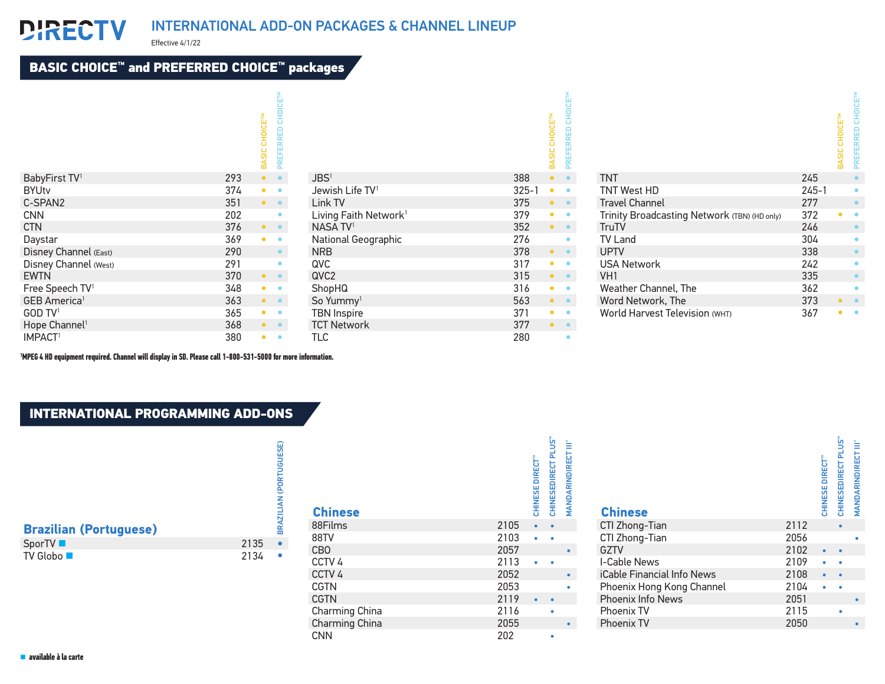# DIRECTV — INTERNATIONAL ADD-ON PACKAGES & CHANNEL LINEUP

Effective 4/1/22

## BASIC CHOICE™ and PREFERRED CHOICE™ packages

| Channel | No. | BASIC CHOICE™ | PREFERRED CHOICE™ |
|---|---|---|---|
| BabyFirst TV[1] | 293 | • | • |
| BYUtv | 374 | • | • |
| C-SPAN2 | 351 | • | • |
| CNN | 202 | | • |
| CTN | 376 | • | • |
| Daystar | 369 | • | • |
| Disney Channel (East) | 290 | | • |
| Disney Channel (West) | 291 | | • |
| EWTN | 370 | • | • |
| Free Speech TV[1] | 348 | • | • |
| GEB America[1] | 363 | • | • |
| GOD TV[1] | 365 | • | • |
| Hope Channel[1] | 368 | • | • |
| IMPACT[1] | 380 | • | • |
| JBS[1] | 388 | • | • |
| Jewish Life TV[1] | 325-1 | • | • |
| Link TV | 375 | • | • |
| Living Faith Network[1] | 379 | • | • |
| NASA TV[1] | 352 | • | • |
| National Geographic | 276 | | • |
| NRB | 378 | • | • |
| QVC | 317 | • | • |
| QVC2 | 315 | • | • |
| ShopHQ | 316 | • | • |
| So Yummy[1] | 563 | • | • |
| TBN Inspire | 371 | • | • |
| TCT Network | 377 | • | • |
| TLC | 280 | | • |
| TNT | 245 | | • |
| TNT West HD | 245-1 | | • |
| Travel Channel | 277 | | • |
| Trinity Broadcasting Network (TBN) (HD only) | 372 | • | • |
| TruTV | 246 | | • |
| TV Land | 304 | | • |
| UPTV | 338 | | • |
| USA Network | 242 | | • |
| VH1 | 335 | | • |
| Weather Channel, The | 362 | | • |
| Word Network, The | 373 | • | • |
| World Harvest Television (WHT) | 367 | • | • |

[1]MPEG 4 HD equipment required. Channel will display in SD. Please call 1-800-531-5000 for more information.

## INTERNATIONAL PROGRAMMING ADD-ONS

### Brazilian (Portuguese)

| Channel | No. | BRAZILIAN (PORTUGUESE) |
|---|---|---|
| SporTV ■ | 2135 | • |
| TV Globo ■ | 2134 | • |

### Chinese

| Channel | No. | CHINESE DIRECT™ | CHINESEDIRECT PLUS™ | MANDARINDIRECT III™ |
|---|---|---|---|---|
| 88Films | 2105 | • | • | |
| 88TV | 2103 | • | • | |
| CBO | 2057 | | | • |
| CCTV 4 | 2113 | • | • | |
| CCTV 4 | 2052 | | | • |
| CGTN | 2053 | | | • |
| CGTN | 2119 | • | • | |
| Charming China | 2116 | | • | |
| Charming China | 2055 | | | • |
| CNN | 202 | | • | |
| CTI Zhong-Tian | 2112 | | • | |
| CTI Zhong-Tian | 2056 | | | • |
| GZTV | 2102 | • | • | |
| I-Cable News | 2109 | • | • | |
| iCable Financial Info News | 2108 | • | • | |
| Phoenix Hong Kong Channel | 2104 | • | • | |
| Phoenix Info News | 2051 | | | • |
| Phoenix TV | 2115 | | • | |
| Phoenix TV | 2050 | | | • |

■ available à la carte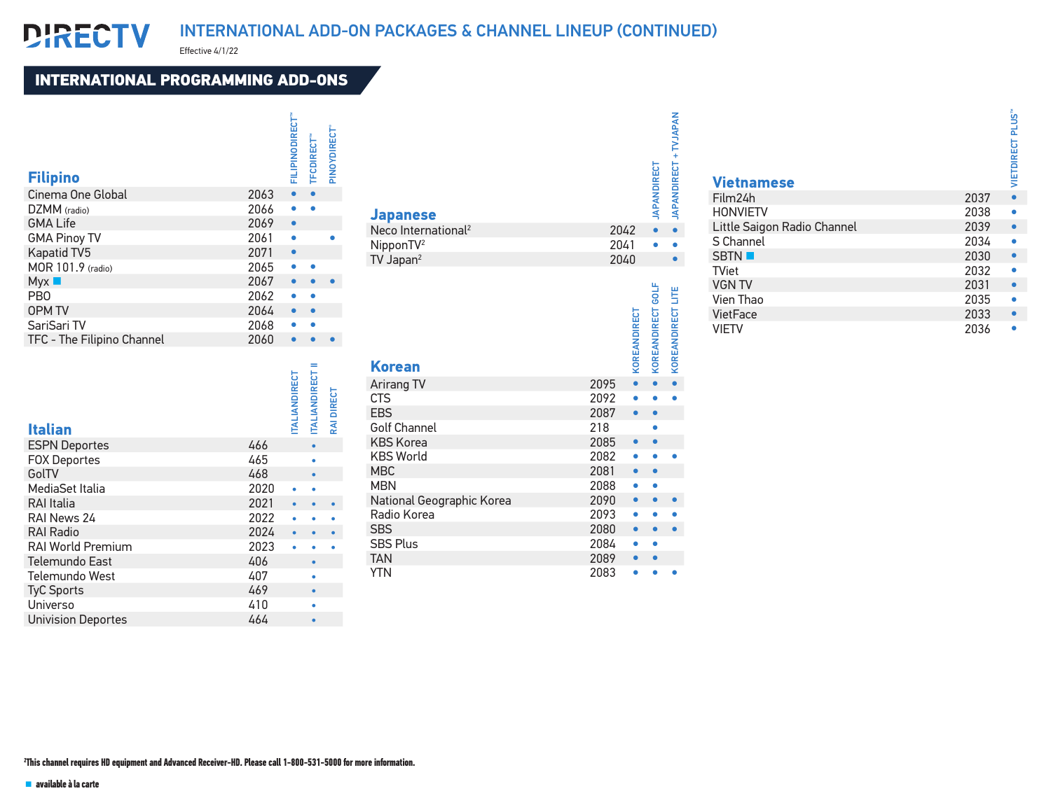# INTERNATIONAL ADD-ON PACKAGES & CHANNEL LINEUP (CONTINUED)

Effective 4/1/22

## INTERNATIONAL PROGRAMMING ADD-ONS

### Filipino

| Filipino | | FILIPINODIRECT™ | TFCDIRECT™ | PINOYDIRECT™ |
|---|---|---|---|---|
| Cinema One Global | 2063 | • | • | |
| DZMM (radio) | 2066 | • | • | |
| GMA Life | 2069 | • | | |
| GMA Pinoy TV | 2061 | • | | • |
| Kapatid TV5 | 2071 | • | | |
| MOR 101.9 (radio) | 2065 | • | • | |
| Myx ■ | 2067 | • | • | • |
| PBO | 2062 | • | • | |
| OPM TV | 2064 | • | • | |
| SariSari TV | 2068 | • | • | |
| TFC - The Filipino Channel | 2060 | • | • | • |

### Italian

| Italian | | ITALIANDIRECT | ITALIANDIRECT II | RAI DIRECT |
|---|---|---|---|---|
| ESPN Deportes | 466 | | • | |
| FOX Deportes | 465 | | • | |
| GolTV | 468 | | • | |
| MediaSet Italia | 2020 | • | • | |
| RAI Italia | 2021 | • | • | • |
| RAI News 24 | 2022 | • | • | • |
| RAI Radio | 2024 | • | • | • |
| RAI World Premium | 2023 | • | • | • |
| Telemundo East | 406 | | • | |
| Telemundo West | 407 | | • | |
| TyC Sports | 469 | | • | |
| Universo | 410 | | • | |
| Univision Deportes | 464 | | • | |

### Japanese

| Japanese | | JAPANDIRECT | JAPANDIRECT + TVJAPAN |
|---|---|---|---|
| Neco International[2] | 2042 | • | • |
| NipponTV[2] | 2041 | • | • |
| TV Japan[2] | 2040 | | • |

### Korean

| Korean | | KOREANDIRECT | KOREANDIRECT GOLF | KOREANDIRECT LITE |
|---|---|---|---|---|
| Arirang TV | 2095 | • | • | • |
| CTS | 2092 | • | • | • |
| EBS | 2087 | • | • | |
| Golf Channel | 218 | | • | |
| KBS Korea | 2085 | • | • | |
| KBS World | 2082 | • | • | • |
| MBC | 2081 | • | • | |
| MBN | 2088 | • | • | |
| National Geographic Korea | 2090 | • | • | • |
| Radio Korea | 2093 | • | • | • |
| SBS | 2080 | • | • | • |
| SBS Plus | 2084 | • | • | |
| TAN | 2089 | • | • | |
| YTN | 2083 | • | • | • |

### Vietnamese

| Vietnamese | | VIETDIRECT PLUS™ |
|---|---|---|
| Film24h | 2037 | • |
| HONVIETV | 2038 | • |
| Little Saigon Radio Channel | 2039 | • |
| S Channel | 2034 | • |
| SBTN ■ | 2030 | • |
| TViet | 2032 | • |
| VGN TV | 2031 | • |
| Vien Thao | 2035 | • |
| VietFace | 2033 | • |
| VIETV | 2036 | • |

[2]This channel requires HD equipment and Advanced Receiver-HD. Please call 1-800-531-5000 for more information.

■ available à la carte